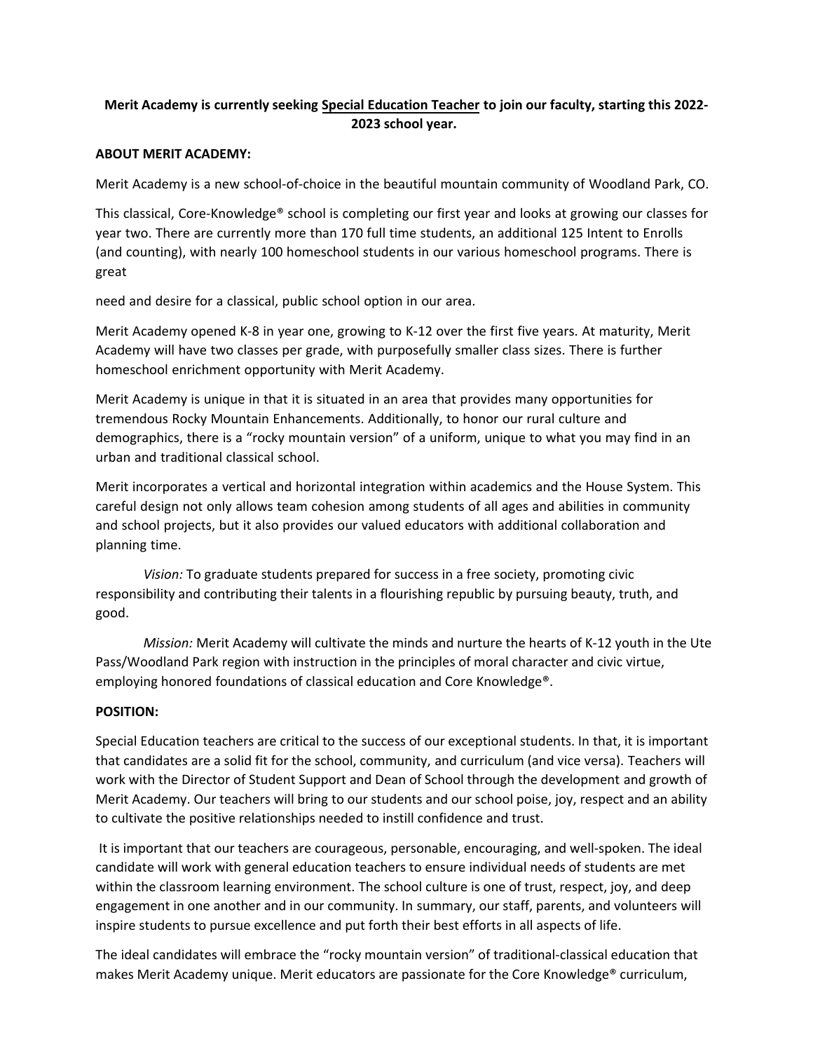**Merit Academy is currently seeking <u>Special Education Teacher</u> to join our faculty, starting this 2022-2023 school year.**

**ABOUT MERIT ACADEMY:**

Merit Academy is a new school-of-choice in the beautiful mountain community of Woodland Park, CO.

This classical, Core-Knowledge® school is completing our first year and looks at growing our classes for year two. There are currently more than 170 full time students, an additional 125 Intent to Enrolls (and counting), with nearly 100 homeschool students in our various homeschool programs. There is great

need and desire for a classical, public school option in our area.

Merit Academy opened K-8 in year one, growing to K-12 over the first five years. At maturity, Merit Academy will have two classes per grade, with purposefully smaller class sizes. There is further homeschool enrichment opportunity with Merit Academy.

Merit Academy is unique in that it is situated in an area that provides many opportunities for tremendous Rocky Mountain Enhancements. Additionally, to honor our rural culture and demographics, there is a "rocky mountain version" of a uniform, unique to what you may find in an urban and traditional classical school.

Merit incorporates a vertical and horizontal integration within academics and the House System. This careful design not only allows team cohesion among students of all ages and abilities in community and school projects, but it also provides our valued educators with additional collaboration and planning time.

*Vision:* To graduate students prepared for success in a free society, promoting civic responsibility and contributing their talents in a flourishing republic by pursuing beauty, truth, and good.

*Mission:* Merit Academy will cultivate the minds and nurture the hearts of K-12 youth in the Ute Pass/Woodland Park region with instruction in the principles of moral character and civic virtue, employing honored foundations of classical education and Core Knowledge®.

**POSITION:**

Special Education teachers are critical to the success of our exceptional students. In that, it is important that candidates are a solid fit for the school, community, and curriculum (and vice versa). Teachers will work with the Director of Student Support and Dean of School through the development and growth of Merit Academy. Our teachers will bring to our students and our school poise, joy, respect and an ability to cultivate the positive relationships needed to instill confidence and trust.

It is important that our teachers are courageous, personable, encouraging, and well-spoken. The ideal candidate will work with general education teachers to ensure individual needs of students are met within the classroom learning environment. The school culture is one of trust, respect, joy, and deep engagement in one another and in our community. In summary, our staff, parents, and volunteers will inspire students to pursue excellence and put forth their best efforts in all aspects of life.

The ideal candidates will embrace the "rocky mountain version" of traditional-classical education that makes Merit Academy unique. Merit educators are passionate for the Core Knowledge® curriculum,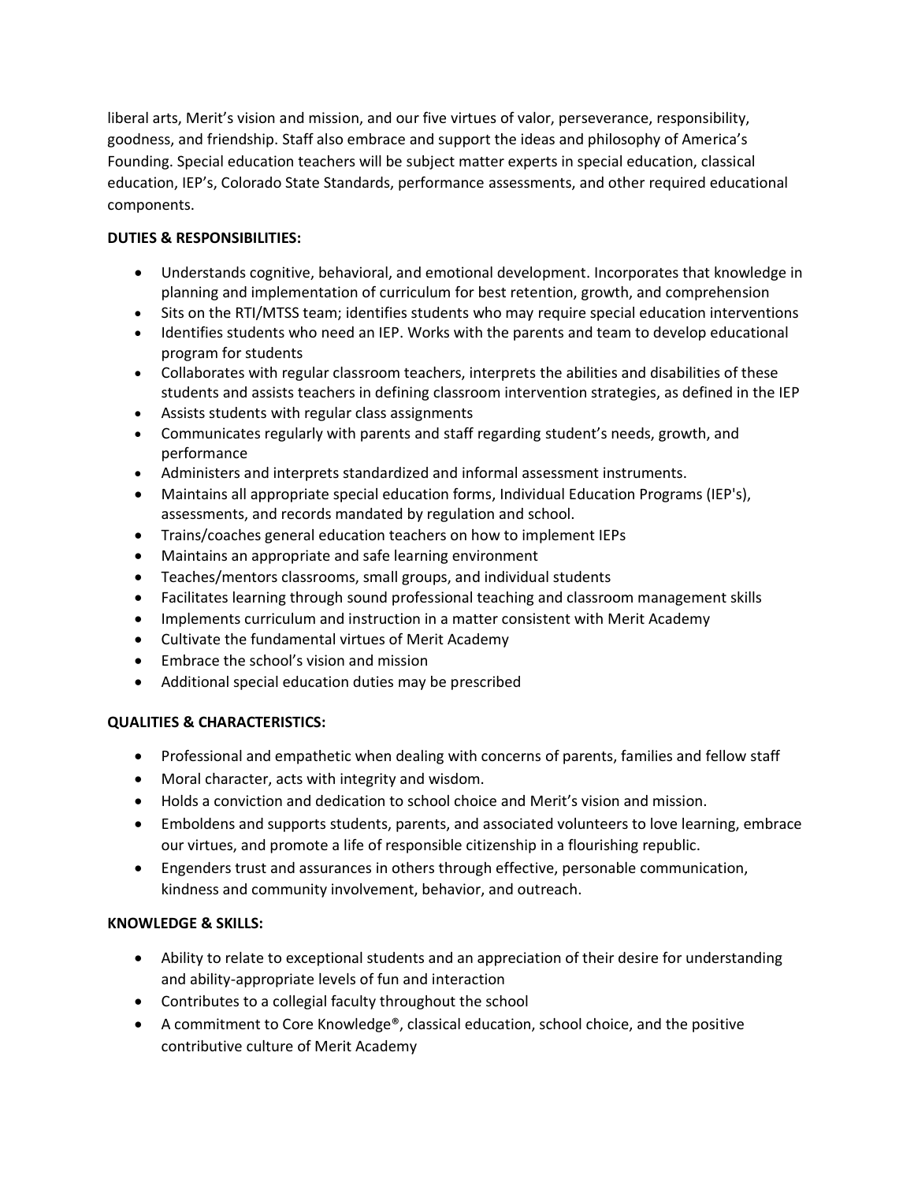liberal arts, Merit's vision and mission, and our five virtues of valor, perseverance, responsibility, goodness, and friendship. Staff also embrace and support the ideas and philosophy of America's Founding. Special education teachers will be subject matter experts in special education, classical education, IEP's, Colorado State Standards, performance assessments, and other required educational components.

**DUTIES & RESPONSIBILITIES:**

- Understands cognitive, behavioral, and emotional development. Incorporates that knowledge in planning and implementation of curriculum for best retention, growth, and comprehension
- Sits on the RTI/MTSS team; identifies students who may require special education interventions
- Identifies students who need an IEP. Works with the parents and team to develop educational program for students
- Collaborates with regular classroom teachers, interprets the abilities and disabilities of these students and assists teachers in defining classroom intervention strategies, as defined in the IEP
- Assists students with regular class assignments
- Communicates regularly with parents and staff regarding student's needs, growth, and performance
- Administers and interprets standardized and informal assessment instruments.
- Maintains all appropriate special education forms, Individual Education Programs (IEP's), assessments, and records mandated by regulation and school.
- Trains/coaches general education teachers on how to implement IEPs
- Maintains an appropriate and safe learning environment
- Teaches/mentors classrooms, small groups, and individual students
- Facilitates learning through sound professional teaching and classroom management skills
- Implements curriculum and instruction in a matter consistent with Merit Academy
- Cultivate the fundamental virtues of Merit Academy
- Embrace the school's vision and mission
- Additional special education duties may be prescribed

**QUALITIES & CHARACTERISTICS:**

- Professional and empathetic when dealing with concerns of parents, families and fellow staff
- Moral character, acts with integrity and wisdom.
- Holds a conviction and dedication to school choice and Merit's vision and mission.
- Emboldens and supports students, parents, and associated volunteers to love learning, embrace our virtues, and promote a life of responsible citizenship in a flourishing republic.
- Engenders trust and assurances in others through effective, personable communication, kindness and community involvement, behavior, and outreach.

**KNOWLEDGE & SKILLS:**

- Ability to relate to exceptional students and an appreciation of their desire for understanding and ability-appropriate levels of fun and interaction
- Contributes to a collegial faculty throughout the school
- A commitment to Core Knowledge®, classical education, school choice, and the positive contributive culture of Merit Academy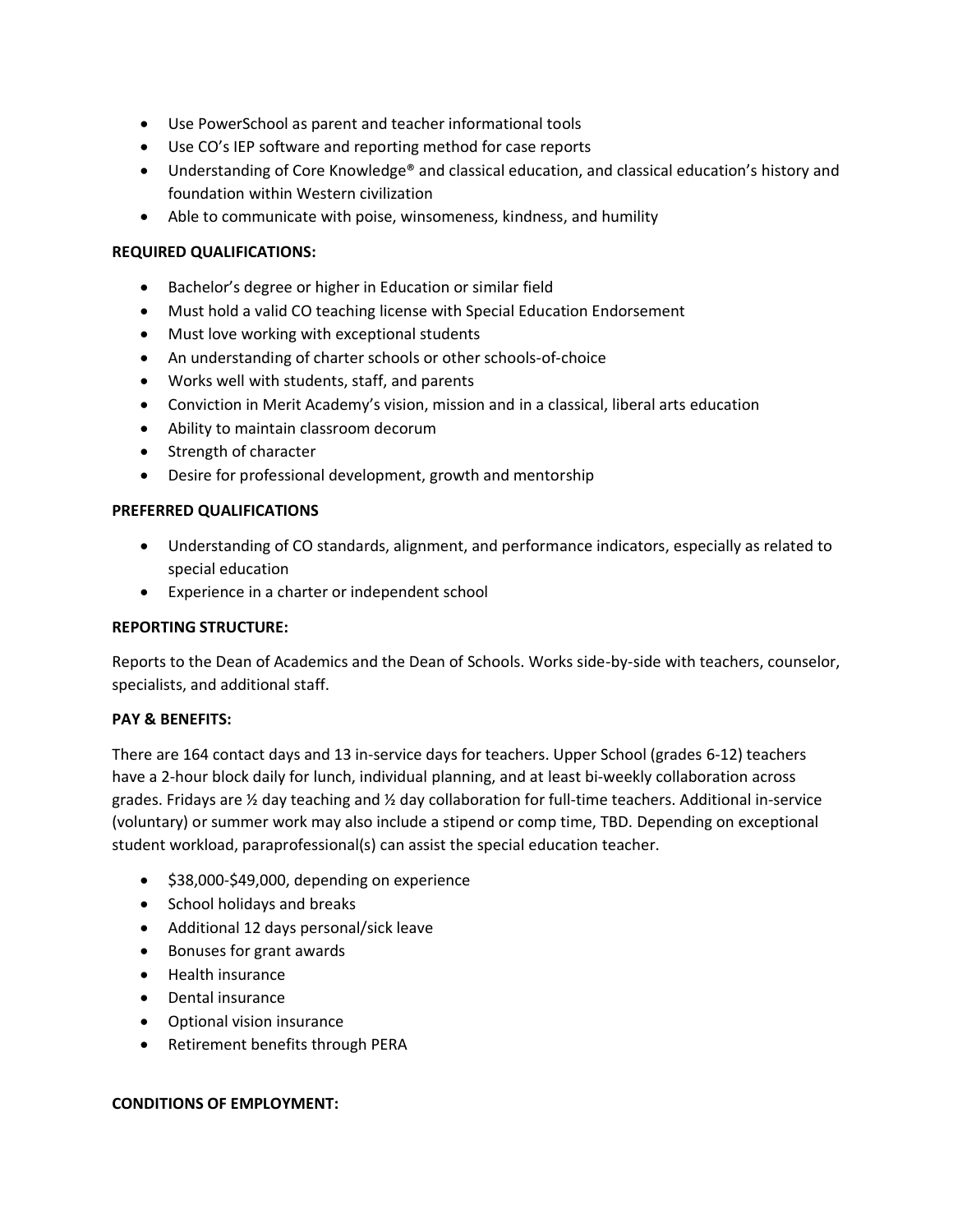- Use PowerSchool as parent and teacher informational tools
- Use CO's IEP software and reporting method for case reports
- Understanding of Core Knowledge® and classical education, and classical education's history and foundation within Western civilization
- Able to communicate with poise, winsomeness, kindness, and humility

**REQUIRED QUALIFICATIONS:**

- Bachelor's degree or higher in Education or similar field
- Must hold a valid CO teaching license with Special Education Endorsement
- Must love working with exceptional students
- An understanding of charter schools or other schools-of-choice
- Works well with students, staff, and parents
- Conviction in Merit Academy's vision, mission and in a classical, liberal arts education
- Ability to maintain classroom decorum
- Strength of character
- Desire for professional development, growth and mentorship

**PREFERRED QUALIFICATIONS**

- Understanding of CO standards, alignment, and performance indicators, especially as related to special education
- Experience in a charter or independent school

**REPORTING STRUCTURE:**

Reports to the Dean of Academics and the Dean of Schools. Works side-by-side with teachers, counselor, specialists, and additional staff.

**PAY & BENEFITS:**

There are 164 contact days and 13 in-service days for teachers. Upper School (grades 6-12) teachers have a 2-hour block daily for lunch, individual planning, and at least bi-weekly collaboration across grades. Fridays are ½ day teaching and ½ day collaboration for full-time teachers. Additional in-service (voluntary) or summer work may also include a stipend or comp time, TBD. Depending on exceptional student workload, paraprofessional(s) can assist the special education teacher.

- $38,000-$49,000, depending on experience
- School holidays and breaks
- Additional 12 days personal/sick leave
- Bonuses for grant awards
- Health insurance
- Dental insurance
- Optional vision insurance
- Retirement benefits through PERA

**CONDITIONS OF EMPLOYMENT:**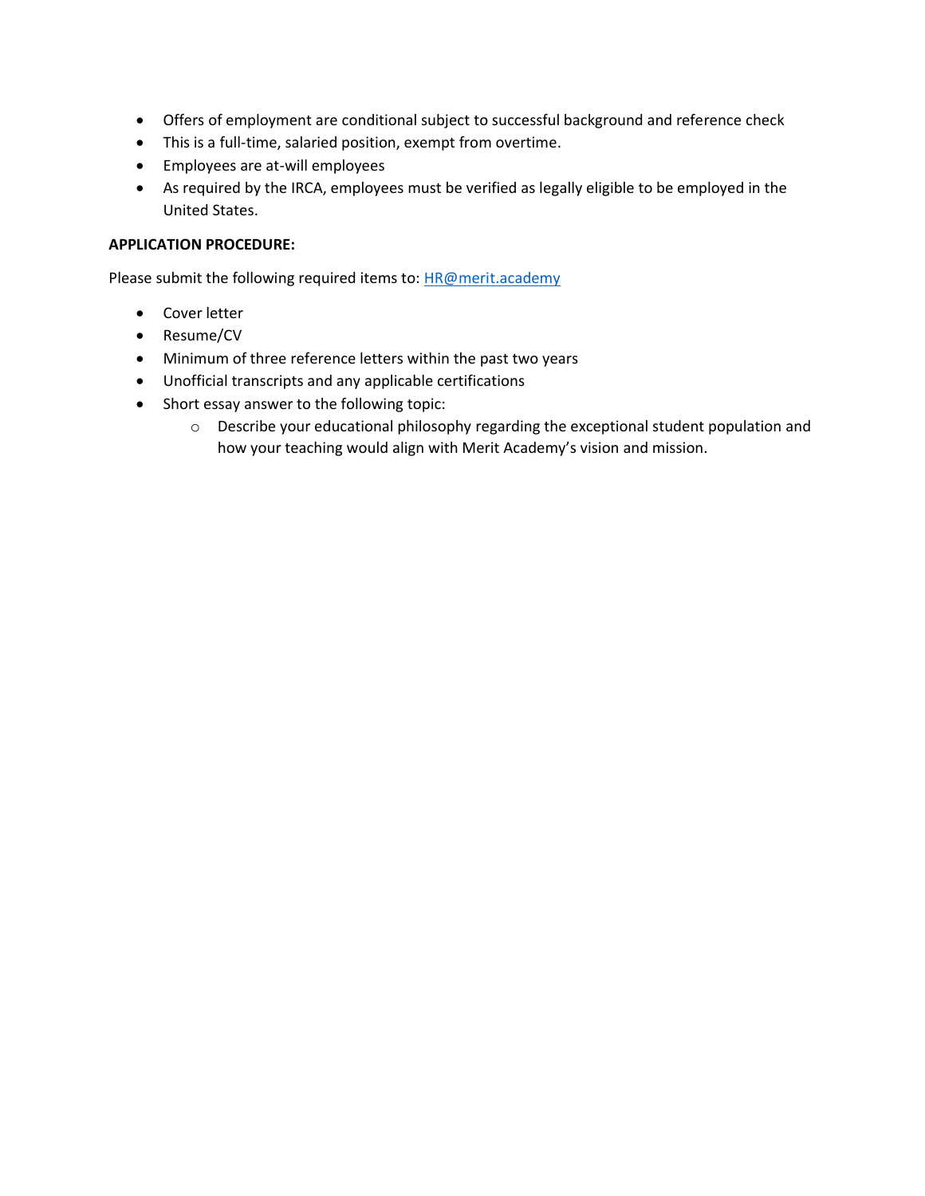- Offers of employment are conditional subject to successful background and reference check
- This is a full-time, salaried position, exempt from overtime.
- Employees are at-will employees
- As required by the IRCA, employees must be verified as legally eligible to be employed in the United States.

**APPLICATION PROCEDURE:**

Please submit the following required items to: HR@merit.academy

- Cover letter
- Resume/CV
- Minimum of three reference letters within the past two years
- Unofficial transcripts and any applicable certifications
- Short essay answer to the following topic:
  - Describe your educational philosophy regarding the exceptional student population and how your teaching would align with Merit Academy's vision and mission.